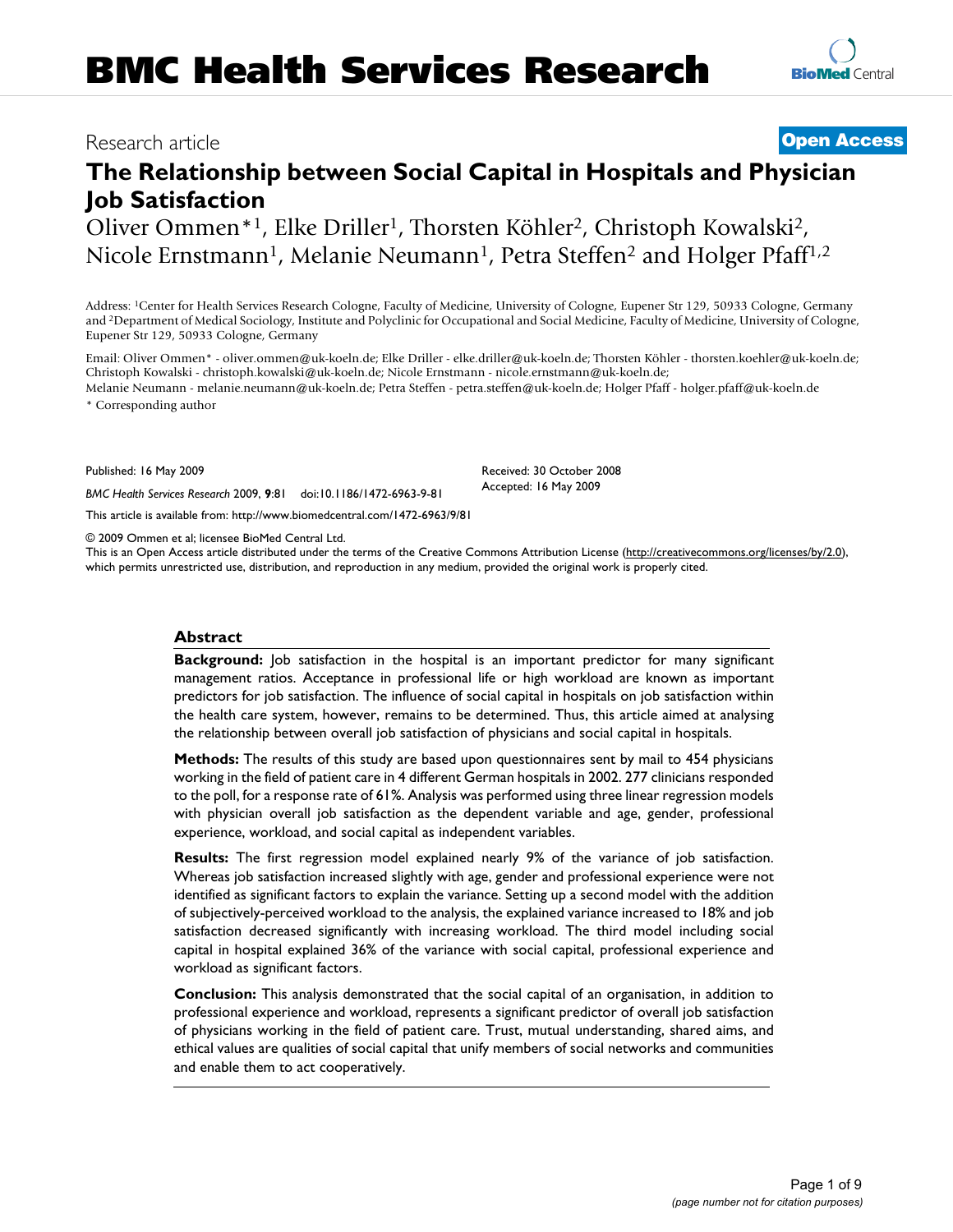# BMC Health Services Research

Research article

**Open Access**

# The Relationship between Social Capital in Hospitals and Physician Job Satisfaction

Oliver Ommen*[1], Elke Driller[1], Thorsten Köhler[2], Christoph Kowalski[2], Nicole Ernstmann[1], Melanie Neumann[1], Petra Steffen[2] and Holger Pfaff[1,2]

Address: [1]Center for Health Services Research Cologne, Faculty of Medicine, University of Cologne, Eupener Str 129, 50933 Cologne, Germany and [2]Department of Medical Sociology, Institute and Polyclinic for Occupational and Social Medicine, Faculty of Medicine, University of Cologne, Eupener Str 129, 50933 Cologne, Germany

Email: Oliver Ommen* - oliver.ommen@uk-koeln.de; Elke Driller - elke.driller@uk-koeln.de; Thorsten Köhler - thorsten.koehler@uk-koeln.de; Christoph Kowalski - christoph.kowalski@uk-koeln.de; Nicole Ernstmann - nicole.ernstmann@uk-koeln.de; Melanie Neumann - melanie.neumann@uk-koeln.de; Petra Steffen - petra.steffen@uk-koeln.de; Holger Pfaff - holger.pfaff@uk-koeln.de

* Corresponding author

Published: 16 May 2009

*BMC Health Services Research* 2009, **9**:81 doi:10.1186/1472-6963-9-81

Received: 30 October 2008
Accepted: 16 May 2009

This article is available from: http://www.biomedcentral.com/1472-6963/9/81

© 2009 Ommen et al; licensee BioMed Central Ltd.
This is an Open Access article distributed under the terms of the Creative Commons Attribution License (http://creativecommons.org/licenses/by/2.0), which permits unrestricted use, distribution, and reproduction in any medium, provided the original work is properly cited.

## Abstract

**Background:** Job satisfaction in the hospital is an important predictor for many significant management ratios. Acceptance in professional life or high workload are known as important predictors for job satisfaction. The influence of social capital in hospitals on job satisfaction within the health care system, however, remains to be determined. Thus, this article aimed at analysing the relationship between overall job satisfaction of physicians and social capital in hospitals.

**Methods:** The results of this study are based upon questionnaires sent by mail to 454 physicians working in the field of patient care in 4 different German hospitals in 2002. 277 clinicians responded to the poll, for a response rate of 61%. Analysis was performed using three linear regression models with physician overall job satisfaction as the dependent variable and age, gender, professional experience, workload, and social capital as independent variables.

**Results:** The first regression model explained nearly 9% of the variance of job satisfaction. Whereas job satisfaction increased slightly with age, gender and professional experience were not identified as significant factors to explain the variance. Setting up a second model with the addition of subjectively-perceived workload to the analysis, the explained variance increased to 18% and job satisfaction decreased significantly with increasing workload. The third model including social capital in hospital explained 36% of the variance with social capital, professional experience and workload as significant factors.

**Conclusion:** This analysis demonstrated that the social capital of an organisation, in addition to professional experience and workload, represents a significant predictor of overall job satisfaction of physicians working in the field of patient care. Trust, mutual understanding, shared aims, and ethical values are qualities of social capital that unify members of social networks and communities and enable them to act cooperatively.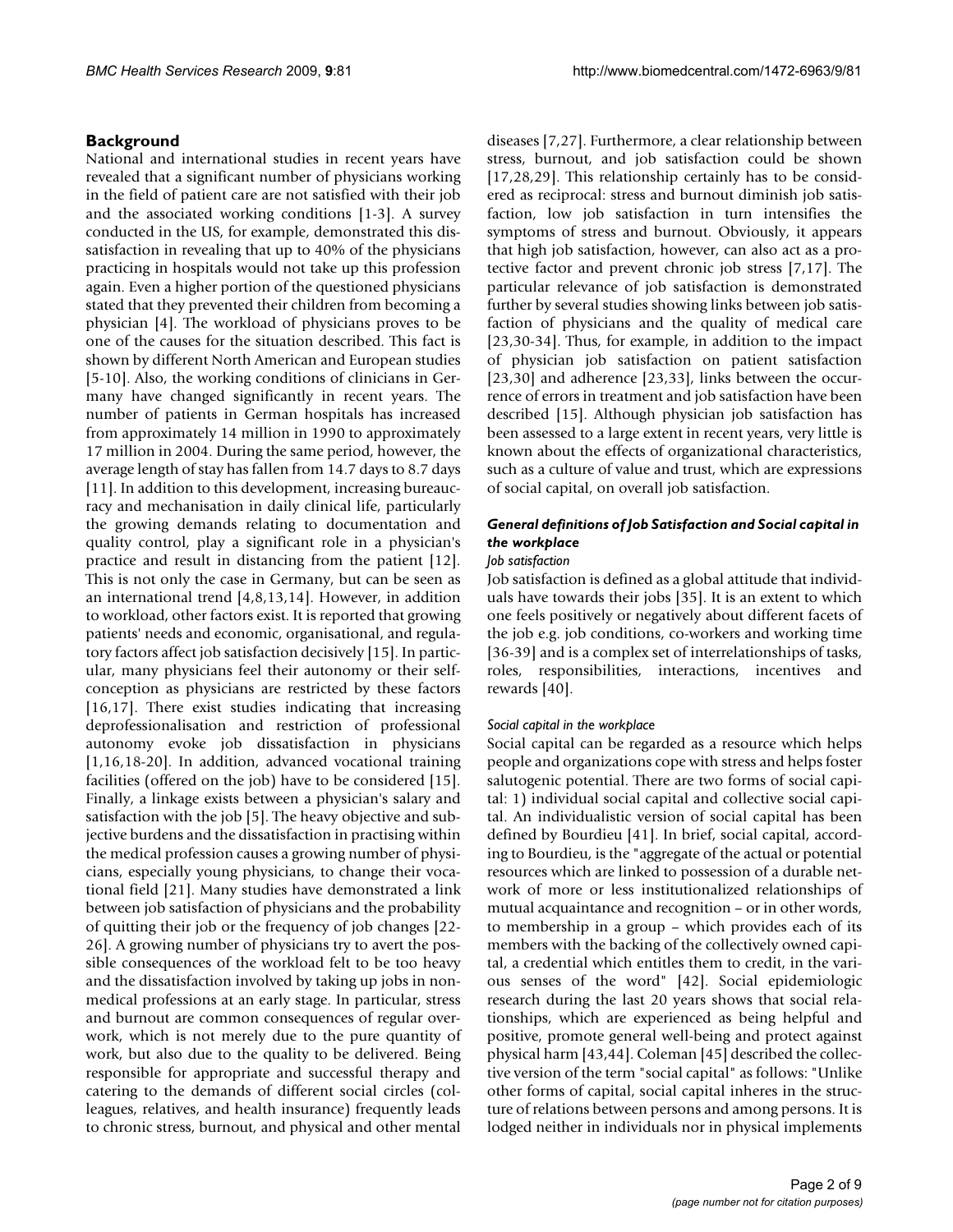## Background

National and international studies in recent years have revealed that a significant number of physicians working in the field of patient care are not satisfied with their job and the associated working conditions [1-3]. A survey conducted in the US, for example, demonstrated this dissatisfaction in revealing that up to 40% of the physicians practicing in hospitals would not take up this profession again. Even a higher portion of the questioned physicians stated that they prevented their children from becoming a physician [4]. The workload of physicians proves to be one of the causes for the situation described. This fact is shown by different North American and European studies [5-10]. Also, the working conditions of clinicians in Germany have changed significantly in recent years. The number of patients in German hospitals has increased from approximately 14 million in 1990 to approximately 17 million in 2004. During the same period, however, the average length of stay has fallen from 14.7 days to 8.7 days [11]. In addition to this development, increasing bureaucracy and mechanisation in daily clinical life, particularly the growing demands relating to documentation and quality control, play a significant role in a physician's practice and result in distancing from the patient [12]. This is not only the case in Germany, but can be seen as an international trend [4,8,13,14]. However, in addition to workload, other factors exist. It is reported that growing patients' needs and economic, organisational, and regulatory factors affect job satisfaction decisively [15]. In particular, many physicians feel their autonomy or their self-conception as physicians are restricted by these factors [16,17]. There exist studies indicating that increasing deprofessionalisation and restriction of professional autonomy evoke job dissatisfaction in physicians [1,16,18-20]. In addition, advanced vocational training facilities (offered on the job) have to be considered [15]. Finally, a linkage exists between a physician's salary and satisfaction with the job [5]. The heavy objective and subjective burdens and the dissatisfaction in practising within the medical profession causes a growing number of physicians, especially young physicians, to change their vocational field [21]. Many studies have demonstrated a link between job satisfaction of physicians and the probability of quitting their job or the frequency of job changes [22-26]. A growing number of physicians try to avert the possible consequences of the workload felt to be too heavy and the dissatisfaction involved by taking up jobs in non-medical professions at an early stage. In particular, stress and burnout are common consequences of regular overwork, which is not merely due to the pure quantity of work, but also due to the quality to be delivered. Being responsible for appropriate and successful therapy and catering to the demands of different social circles (colleagues, relatives, and health insurance) frequently leads to chronic stress, burnout, and physical and other mental diseases [7,27]. Furthermore, a clear relationship between stress, burnout, and job satisfaction could be shown [17,28,29]. This relationship certainly has to be considered as reciprocal: stress and burnout diminish job satisfaction, low job satisfaction in turn intensifies the symptoms of stress and burnout. Obviously, it appears that high job satisfaction, however, can also act as a protective factor and prevent chronic job stress [7,17]. The particular relevance of job satisfaction is demonstrated further by several studies showing links between job satisfaction of physicians and the quality of medical care [23,30-34]. Thus, for example, in addition to the impact of physician job satisfaction on patient satisfaction [23,30] and adherence [23,33], links between the occurrence of errors in treatment and job satisfaction have been described [15]. Although physician job satisfaction has been assessed to a large extent in recent years, very little is known about the effects of organizational characteristics, such as a culture of value and trust, which are expressions of social capital, on overall job satisfaction.

### *General definitions of Job Satisfaction and Social capital in the workplace*

#### *Job satisfaction*

Job satisfaction is defined as a global attitude that individuals have towards their jobs [35]. It is an extent to which one feels positively or negatively about different facets of the job e.g. job conditions, co-workers and working time [36-39] and is a complex set of interrelationships of tasks, roles, responsibilities, interactions, incentives and rewards [40].

#### *Social capital in the workplace*

Social capital can be regarded as a resource which helps people and organizations cope with stress and helps foster salutogenic potential. There are two forms of social capital: 1) individual social capital and collective social capital. An individualistic version of social capital has been defined by Bourdieu [41]. In brief, social capital, according to Bourdieu, is the "aggregate of the actual or potential resources which are linked to possession of a durable network of more or less institutionalized relationships of mutual acquaintance and recognition – or in other words, to membership in a group – which provides each of its members with the backing of the collectively owned capital, a credential which entitles them to credit, in the various senses of the word" [42]. Social epidemiologic research during the last 20 years shows that social relationships, which are experienced as being helpful and positive, promote general well-being and protect against physical harm [43,44]. Coleman [45] described the collective version of the term "social capital" as follows: "Unlike other forms of capital, social capital inheres in the structure of relations between persons and among persons. It is lodged neither in individuals nor in physical implements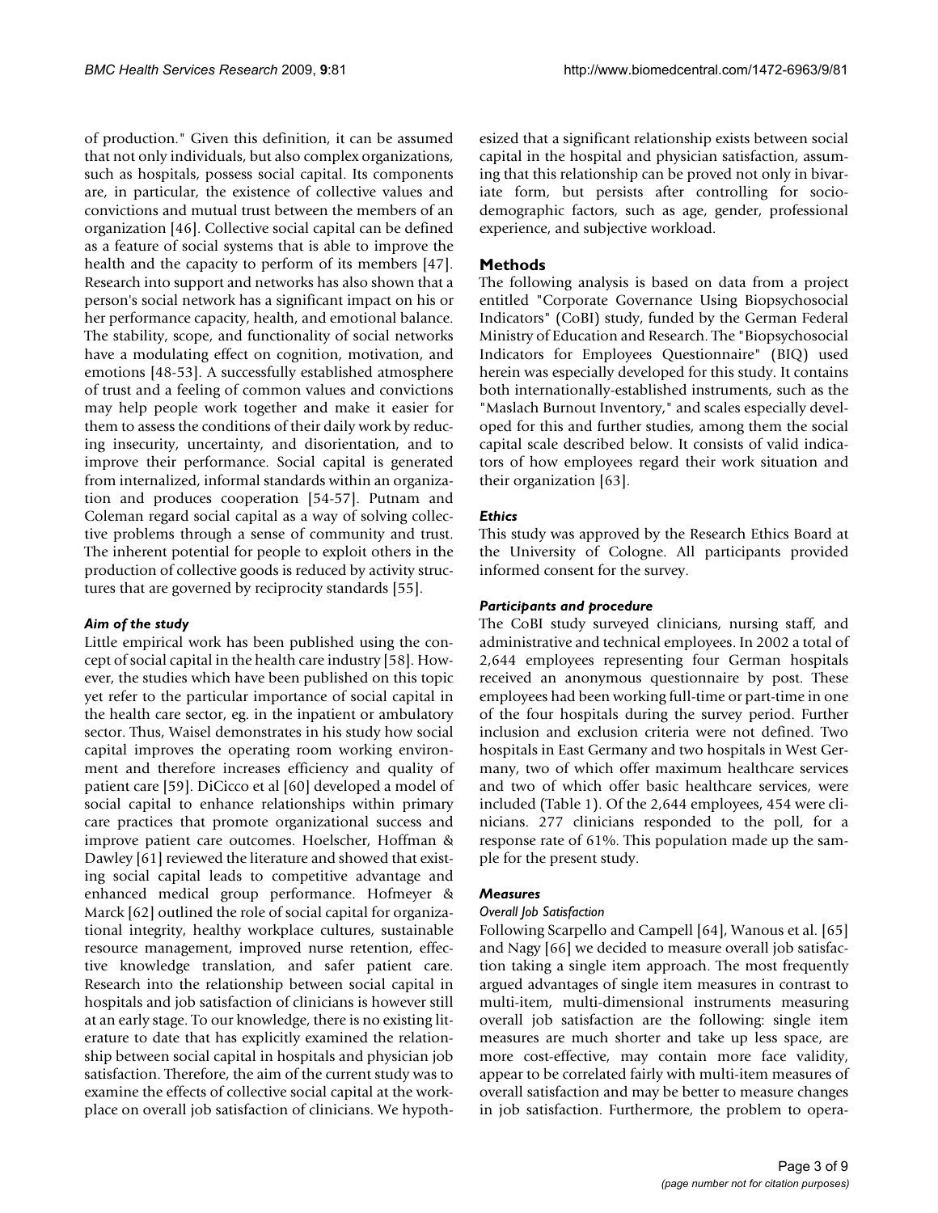of production." Given this definition, it can be assumed that not only individuals, but also complex organizations, such as hospitals, possess social capital. Its components are, in particular, the existence of collective values and convictions and mutual trust between the members of an organization [46]. Collective social capital can be defined as a feature of social systems that is able to improve the health and the capacity to perform of its members [47]. Research into support and networks has also shown that a person's social network has a significant impact on his or her performance capacity, health, and emotional balance. The stability, scope, and functionality of social networks have a modulating effect on cognition, motivation, and emotions [48-53]. A successfully established atmosphere of trust and a feeling of common values and convictions may help people work together and make it easier for them to assess the conditions of their daily work by reducing insecurity, uncertainty, and disorientation, and to improve their performance. Social capital is generated from internalized, informal standards within an organization and produces cooperation [54-57]. Putnam and Coleman regard social capital as a way of solving collective problems through a sense of community and trust. The inherent potential for people to exploit others in the production of collective goods is reduced by activity structures that are governed by reciprocity standards [55].

### *Aim of the study*

Little empirical work has been published using the concept of social capital in the health care industry [58]. However, the studies which have been published on this topic yet refer to the particular importance of social capital in the health care sector, eg. in the inpatient or ambulatory sector. Thus, Waisel demonstrates in his study how social capital improves the operating room working environment and therefore increases efficiency and quality of patient care [59]. DiCicco et al [60] developed a model of social capital to enhance relationships within primary care practices that promote organizational success and improve patient care outcomes. Hoelscher, Hoffman & Dawley [61] reviewed the literature and showed that existing social capital leads to competitive advantage and enhanced medical group performance. Hofmeyer & Marck [62] outlined the role of social capital for organizational integrity, healthy workplace cultures, sustainable resource management, improved nurse retention, effective knowledge translation, and safer patient care. Research into the relationship between social capital in hospitals and job satisfaction of clinicians is however still at an early stage. To our knowledge, there is no existing literature to date that has explicitly examined the relationship between social capital in hospitals and physician job satisfaction. Therefore, the aim of the current study was to examine the effects of collective social capital at the workplace on overall job satisfaction of clinicians. We hypothesized that a significant relationship exists between social capital in the hospital and physician satisfaction, assuming that this relationship can be proved not only in bivariate form, but persists after controlling for sociodemographic factors, such as age, gender, professional experience, and subjective workload.

## Methods

The following analysis is based on data from a project entitled "Corporate Governance Using Biopsychosocial Indicators" (CoBI) study, funded by the German Federal Ministry of Education and Research. The "Biopsychosocial Indicators for Employees Questionnaire" (BIQ) used herein was especially developed for this study. It contains both internationally-established instruments, such as the "Maslach Burnout Inventory," and scales especially developed for this and further studies, among them the social capital scale described below. It consists of valid indicators of how employees regard their work situation and their organization [63].

### *Ethics*

This study was approved by the Research Ethics Board at the University of Cologne. All participants provided informed consent for the survey.

### *Participants and procedure*

The CoBI study surveyed clinicians, nursing staff, and administrative and technical employees. In 2002 a total of 2,644 employees representing four German hospitals received an anonymous questionnaire by post. These employees had been working full-time or part-time in one of the four hospitals during the survey period. Further inclusion and exclusion criteria were not defined. Two hospitals in East Germany and two hospitals in West Germany, two of which offer maximum healthcare services and two of which offer basic healthcare services, were included (Table 1). Of the 2,644 employees, 454 were clinicians. 277 clinicians responded to the poll, for a response rate of 61%. This population made up the sample for the present study.

### *Measures*

#### *Overall Job Satisfaction*

Following Scarpello and Campell [64], Wanous et al. [65] and Nagy [66] we decided to measure overall job satisfaction taking a single item approach. The most frequently argued advantages of single item measures in contrast to multi-item, multi-dimensional instruments measuring overall job satisfaction are the following: single item measures are much shorter and take up less space, are more cost-effective, may contain more face validity, appear to be correlated fairly with multi-item measures of overall satisfaction and may be better to measure changes in job satisfaction. Furthermore, the problem to opera-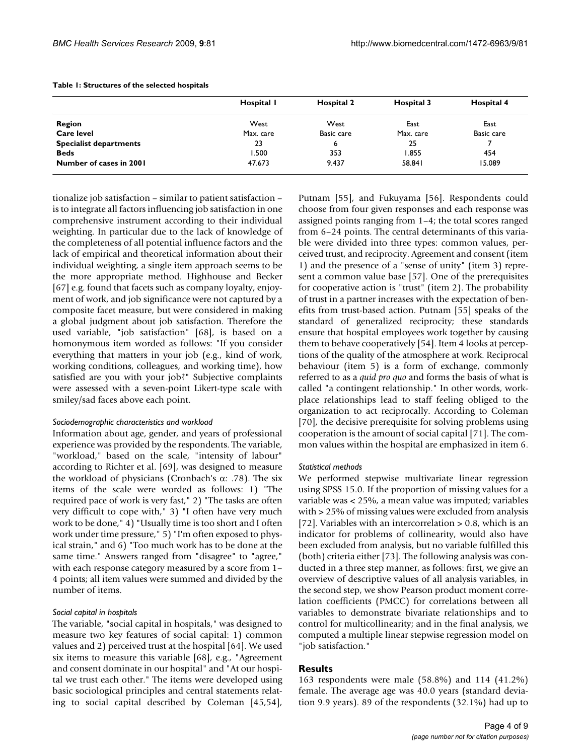**Table 1: Structures of the selected hospitals**

| | Hospital 1 | Hospital 2 | Hospital 3 | Hospital 4 |
|---|---|---|---|---|
| **Region** | West | West | East | East |
| **Care level** | Max. care | Basic care | Max. care | Basic care |
| **Specialist departments** | 23 | 6 | 25 | 7 |
| **Beds** | 1.500 | 353 | 1.855 | 454 |
| **Number of cases in 2001** | 47.673 | 9.437 | 58.841 | 15.089 |

tionalize job satisfaction – similar to patient satisfaction – is to integrate all factors influencing job satisfaction in one comprehensive instrument according to their individual weighting. In particular due to the lack of knowledge of the completeness of all potential influence factors and the lack of empirical and theoretical information about their individual weighting, a single item approach seems to be the more appropriate method. Highhouse and Becker [67] e.g. found that facets such as company loyalty, enjoyment of work, and job significance were not captured by a composite facet measure, but were considered in making a global judgment about job satisfaction. Therefore the used variable, "job satisfaction" [68], is based on a homonymous item worded as follows: "If you consider everything that matters in your job (e.g., kind of work, working conditions, colleagues, and working time), how satisfied are you with your job?" Subjective complaints were assessed with a seven-point Likert-type scale with smiley/sad faces above each point.

#### *Sociodemographic characteristics and workload*

Information about age, gender, and years of professional experience was provided by the respondents. The variable, "workload," based on the scale, "intensity of labour" according to Richter et al. [69], was designed to measure the workload of physicians (Cronbach's $\alpha$: .78). The six items of the scale were worded as follows: 1) "The required pace of work is very fast," 2) "The tasks are often very difficult to cope with," 3) "I often have very much work to be done," 4) "Usually time is too short and I often work under time pressure," 5) "I'm often exposed to physical strain," and 6) "Too much work has to be done at the same time." Answers ranged from "disagree" to "agree," with each response category measured by a score from 1–4 points; all item values were summed and divided by the number of items.

#### *Social capital in hospitals*

The variable, "social capital in hospitals," was designed to measure two key features of social capital: 1) common values and 2) perceived trust at the hospital [64]. We used six items to measure this variable [68], e.g., "Agreement and consent dominate in our hospital" and "At our hospital we trust each other." The items were developed using basic sociological principles and central statements relating to social capital described by Coleman [45,54], Putnam [55], and Fukuyama [56]. Respondents could choose from four given responses and each response was assigned points ranging from 1–4; the total scores ranged from 6–24 points. The central determinants of this variable were divided into three types: common values, perceived trust, and reciprocity. Agreement and consent (item 1) and the presence of a "sense of unity" (item 3) represent a common value base [57]. One of the prerequisites for cooperative action is "trust" (item 2). The probability of trust in a partner increases with the expectation of benefits from trust-based action. Putnam [55] speaks of the standard of generalized reciprocity; these standards ensure that hospital employees work together by causing them to behave cooperatively [54]. Item 4 looks at perceptions of the quality of the atmosphere at work. Reciprocal behaviour (item 5) is a form of exchange, commonly referred to as a *quid pro quo* and forms the basis of what is called "a contingent relationship." In other words, workplace relationships lead to staff feeling obliged to the organization to act reciprocally. According to Coleman [70], the decisive prerequisite for solving problems using cooperation is the amount of social capital [71]. The common values within the hospital are emphasized in item 6.

#### *Statistical methods*

We performed stepwise multivariate linear regression using SPSS 15.0. If the proportion of missing values for a variable was < 25%, a mean value was imputed; variables with > 25% of missing values were excluded from analysis [72]. Variables with an intercorrelation > 0.8, which is an indicator for problems of collinearity, would also have been excluded from analysis, but no variable fulfilled this (both) criteria either [73]. The following analysis was conducted in a three step manner, as follows: first, we give an overview of descriptive values of all analysis variables, in the second step, we show Pearson product moment correlation coefficients (PMCC) for correlations between all variables to demonstrate bivariate relationships and to control for multicollinearity; and in the final analysis, we computed a multiple linear stepwise regression model on "job satisfaction."

## Results

163 respondents were male (58.8%) and 114 (41.2%) female. The average age was 40.0 years (standard deviation 9.9 years). 89 of the respondents (32.1%) had up to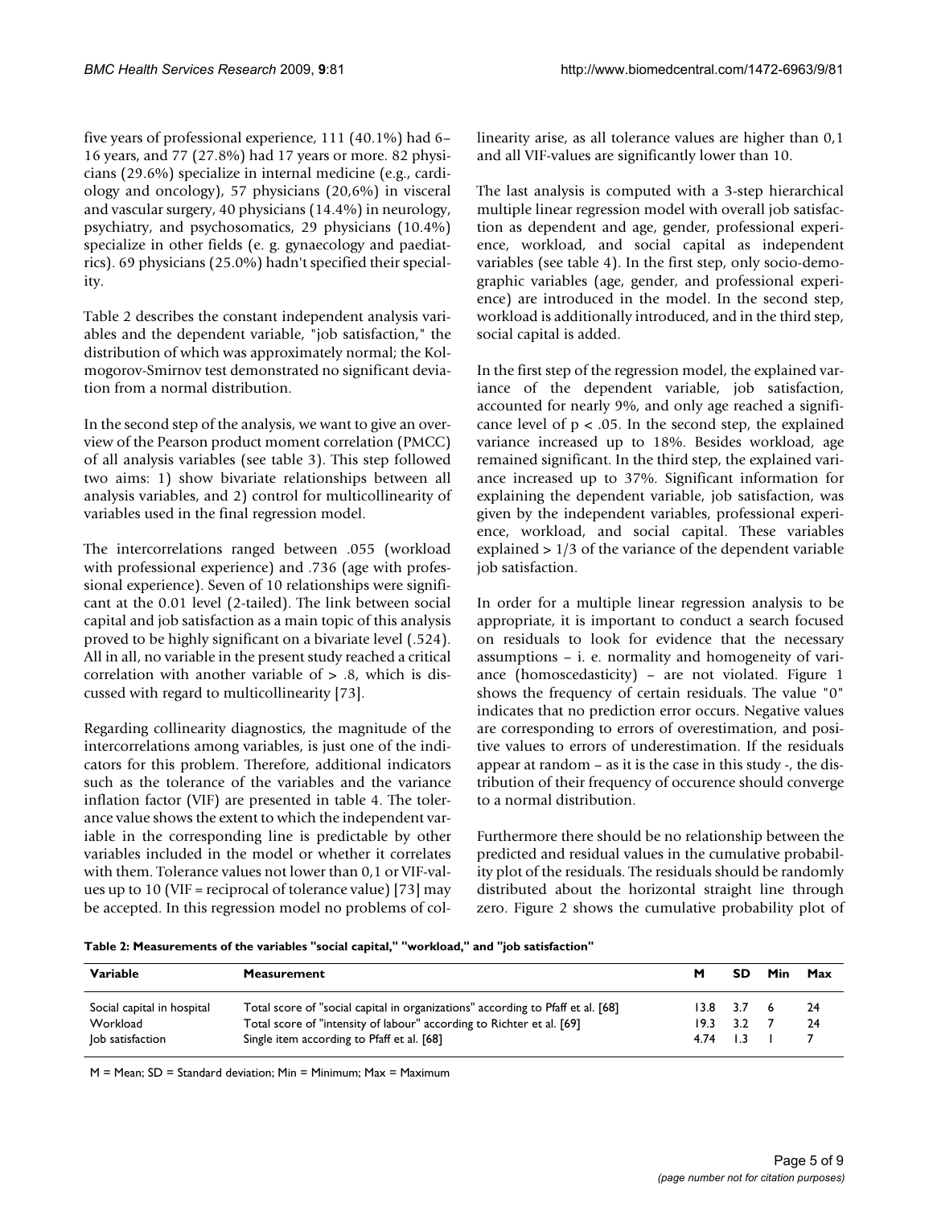five years of professional experience, 111 (40.1%) had 6–16 years, and 77 (27.8%) had 17 years or more. 82 physicians (29.6%) specialize in internal medicine (e.g., cardiology and oncology), 57 physicians (20,6%) in visceral and vascular surgery, 40 physicians (14.4%) in neurology, psychiatry, and psychosomatics, 29 physicians (10.4%) specialize in other fields (e. g. gynaecology and paediatrics). 69 physicians (25.0%) hadn't specified their speciality.

Table 2 describes the constant independent analysis variables and the dependent variable, "job satisfaction," the distribution of which was approximately normal; the Kolmogorov-Smirnov test demonstrated no significant deviation from a normal distribution.

In the second step of the analysis, we want to give an overview of the Pearson product moment correlation (PMCC) of all analysis variables (see table 3). This step followed two aims: 1) show bivariate relationships between all analysis variables, and 2) control for multicollinearity of variables used in the final regression model.

The intercorrelations ranged between .055 (workload with professional experience) and .736 (age with professional experience). Seven of 10 relationships were significant at the 0.01 level (2-tailed). The link between social capital and job satisfaction as a main topic of this analysis proved to be highly significant on a bivariate level (.524). All in all, no variable in the present study reached a critical correlation with another variable of > .8, which is discussed with regard to multicollinearity [73].

Regarding collinearity diagnostics, the magnitude of the intercorrelations among variables, is just one of the indicators for this problem. Therefore, additional indicators such as the tolerance of the variables and the variance inflation factor (VIF) are presented in table 4. The tolerance value shows the extent to which the independent variable in the corresponding line is predictable by other variables included in the model or whether it correlates with them. Tolerance values not lower than 0,1 or VIF-values up to 10 (VIF = reciprocal of tolerance value) [73] may be accepted. In this regression model no problems of collinearity arise, as all tolerance values are higher than 0,1 and all VIF-values are significantly lower than 10.

The last analysis is computed with a 3-step hierarchical multiple linear regression model with overall job satisfaction as dependent and age, gender, professional experience, workload, and social capital as independent variables (see table 4). In the first step, only socio-demographic variables (age, gender, and professional experience) are introduced in the model. In the second step, workload is additionally introduced, and in the third step, social capital is added.

In the first step of the regression model, the explained variance of the dependent variable, job satisfaction, accounted for nearly 9%, and only age reached a significance level of $p < .05$. In the second step, the explained variance increased up to 18%. Besides workload, age remained significant. In the third step, the explained variance increased up to 37%. Significant information for explaining the dependent variable, job satisfaction, was given by the independent variables, professional experience, workload, and social capital. These variables explained > 1/3 of the variance of the dependent variable job satisfaction.

In order for a multiple linear regression analysis to be appropriate, it is important to conduct a search focused on residuals to look for evidence that the necessary assumptions – i. e. normality and homogeneity of variance (homoscedasticity) – are not violated. Figure 1 shows the frequency of certain residuals. The value "0" indicates that no prediction error occurs. Negative values are corresponding to errors of overestimation, and positive values to errors of underestimation. If the residuals appear at random – as it is the case in this study -, the distribution of their frequency of occurence should converge to a normal distribution.

Furthermore there should be no relationship between the predicted and residual values in the cumulative probability plot of the residuals. The residuals should be randomly distributed about the horizontal straight line through zero. Figure 2 shows the cumulative probability plot of

**Table 2: Measurements of the variables "social capital," "workload," and "job satisfaction"**

| Variable | Measurement | M | SD | Min | Max |
|---|---|---|---|---|---|
| Social capital in hospital | Total score of "social capital in organizations" according to Pfaff et al. [68] | 13.8 | 3.7 | 6 | 24 |
| Workload | Total score of "intensity of labour" according to Richter et al. [69] | 19.3 | 3.2 | 7 | 24 |
| Job satisfaction | Single item according to Pfaff et al. [68] | 4.74 | 1.3 | 1 | 7 |

M = Mean; SD = Standard deviation; Min = Minimum; Max = Maximum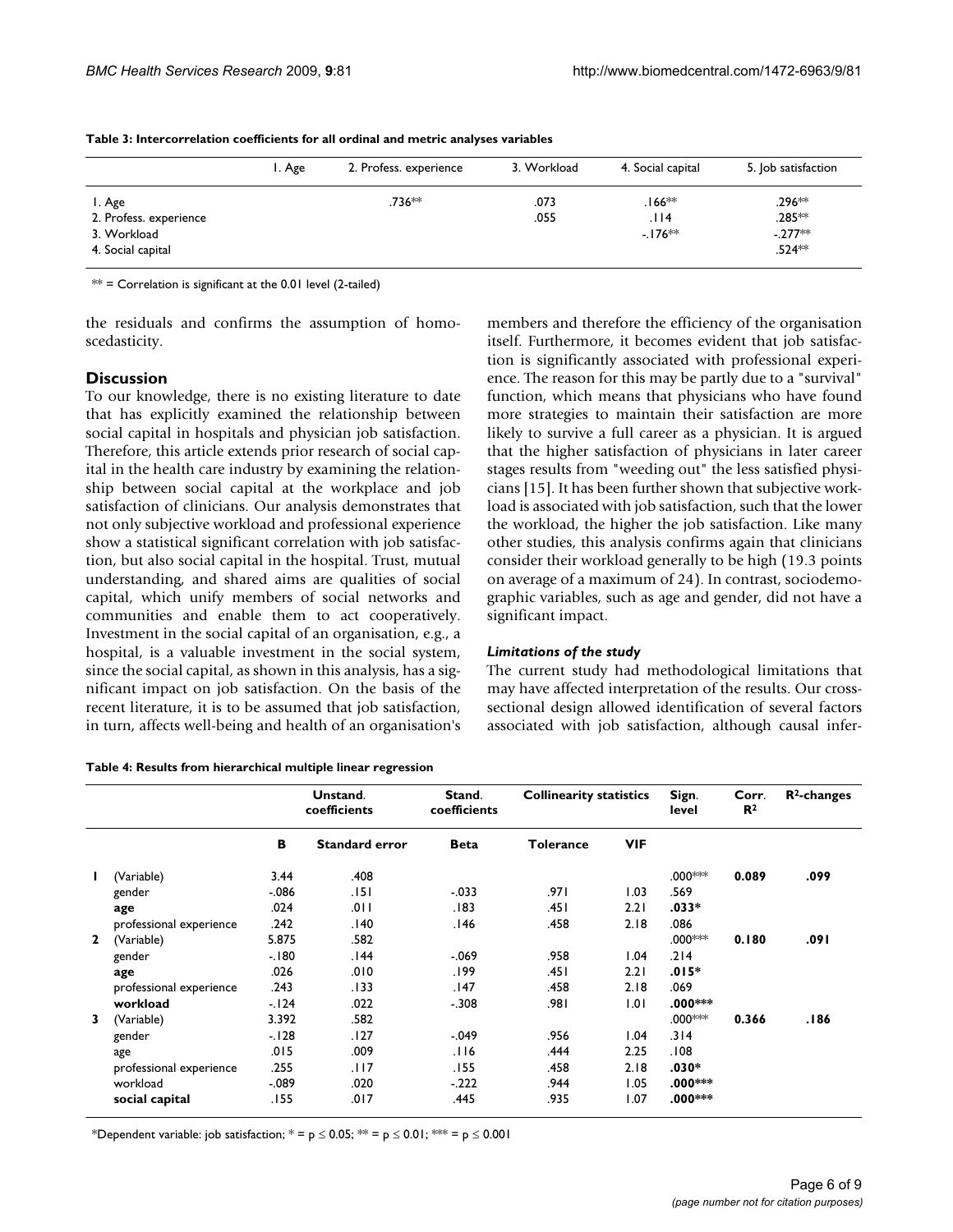**Table 3: Intercorrelation coefficients for all ordinal and metric analyses variables**

| | 1. Age | 2. Profess. experience | 3. Workload | 4. Social capital | 5. Job satisfaction |
|---|---|---|---|---|---|
| 1. Age | | .736** | .073 | .166** | .296** |
| 2. Profess. experience | | | .055 | .114 | .285** |
| 3. Workload | | | | -.176** | -.277** |
| 4. Social capital | | | | | .524** |

** = Correlation is significant at the 0.01 level (2-tailed)

the residuals and confirms the assumption of homoscedasticity.

## Discussion

To our knowledge, there is no existing literature to date that has explicitly examined the relationship between social capital in hospitals and physician job satisfaction. Therefore, this article extends prior research of social capital in the health care industry by examining the relationship between social capital at the workplace and job satisfaction of clinicians. Our analysis demonstrates that not only subjective workload and professional experience show a statistical significant correlation with job satisfaction, but also social capital in the hospital. Trust, mutual understanding, and shared aims are qualities of social capital, which unify members of social networks and communities and enable them to act cooperatively. Investment in the social capital of an organisation, e.g., a hospital, is a valuable investment in the social system, since the social capital, as shown in this analysis, has a significant impact on job satisfaction. On the basis of the recent literature, it is to be assumed that job satisfaction, in turn, affects well-being and health of an organisation's members and therefore the efficiency of the organisation itself. Furthermore, it becomes evident that job satisfaction is significantly associated with professional experience. The reason for this may be partly due to a "survival" function, which means that physicians who have found more strategies to maintain their satisfaction are more likely to survive a full career as a physician. It is argued that the higher satisfaction of physicians in later career stages results from "weeding out" the less satisfied physicians [15]. It has been further shown that subjective workload is associated with job satisfaction, such that the lower the workload, the higher the job satisfaction. Like many other studies, this analysis confirms again that clinicians consider their workload generally to be high (19.3 points on average of a maximum of 24). In contrast, sociodemographic variables, such as age and gender, did not have a significant impact.

### *Limitations of the study*

The current study had methodological limitations that may have affected interpretation of the results. Our cross-sectional design allowed identification of several factors associated with job satisfaction, although causal infer-

**Table 4: Results from hierarchical multiple linear regression**

| | | Unstand. coefficients | | Stand. coefficients | Collinearity statistics | | Sign. level | Corr. $R^2$ | $R^2$-changes |
|---|---|---|---|---|---|---|---|---|---|
| | | **B** | **Standard error** | **Beta** | **Tolerance** | **VIF** | | | |
| **1** | (Variable) | 3.44 | .408 | | | | .000*** | **0.089** | **.099** |
| | gender | -.086 | .151 | -.033 | .971 | 1.03 | .569 | | |
| | **age** | .024 | .011 | .183 | .451 | 2.21 | **.033*** | | |
| | professional experience | .242 | .140 | .146 | .458 | 2.18 | .086 | | |
| **2** | (Variable) | 5.875 | .582 | | | | .000*** | **0.180** | **.091** |
| | gender | -.180 | .144 | -.069 | .958 | 1.04 | .214 | | |
| | **age** | .026 | .010 | .199 | .451 | 2.21 | **.015*** | | |
| | professional experience | .243 | .133 | .147 | .458 | 2.18 | .069 | | |
| | **workload** | -.124 | .022 | -.308 | .981 | 1.01 | **.000***** | | |
| **3** | (Variable) | 3.392 | .582 | | | | .000*** | **0.366** | **.186** |
| | gender | -.128 | .127 | -.049 | .956 | 1.04 | .314 | | |
| | age | .015 | .009 | .116 | .444 | 2.25 | .108 | | |
| | professional experience | .255 | .117 | .155 | .458 | 2.18 | **.030*** | | |
| | workload | -.089 | .020 | -.222 | .944 | 1.05 | **.000***** | | |
| | **social capital** | .155 | .017 | .445 | .935 | 1.07 | **.000***** | | |

*Dependent variable: job satisfaction; * = $p \leq 0.05$; ** = $p \leq 0.01$; *** = $p \leq 0.001$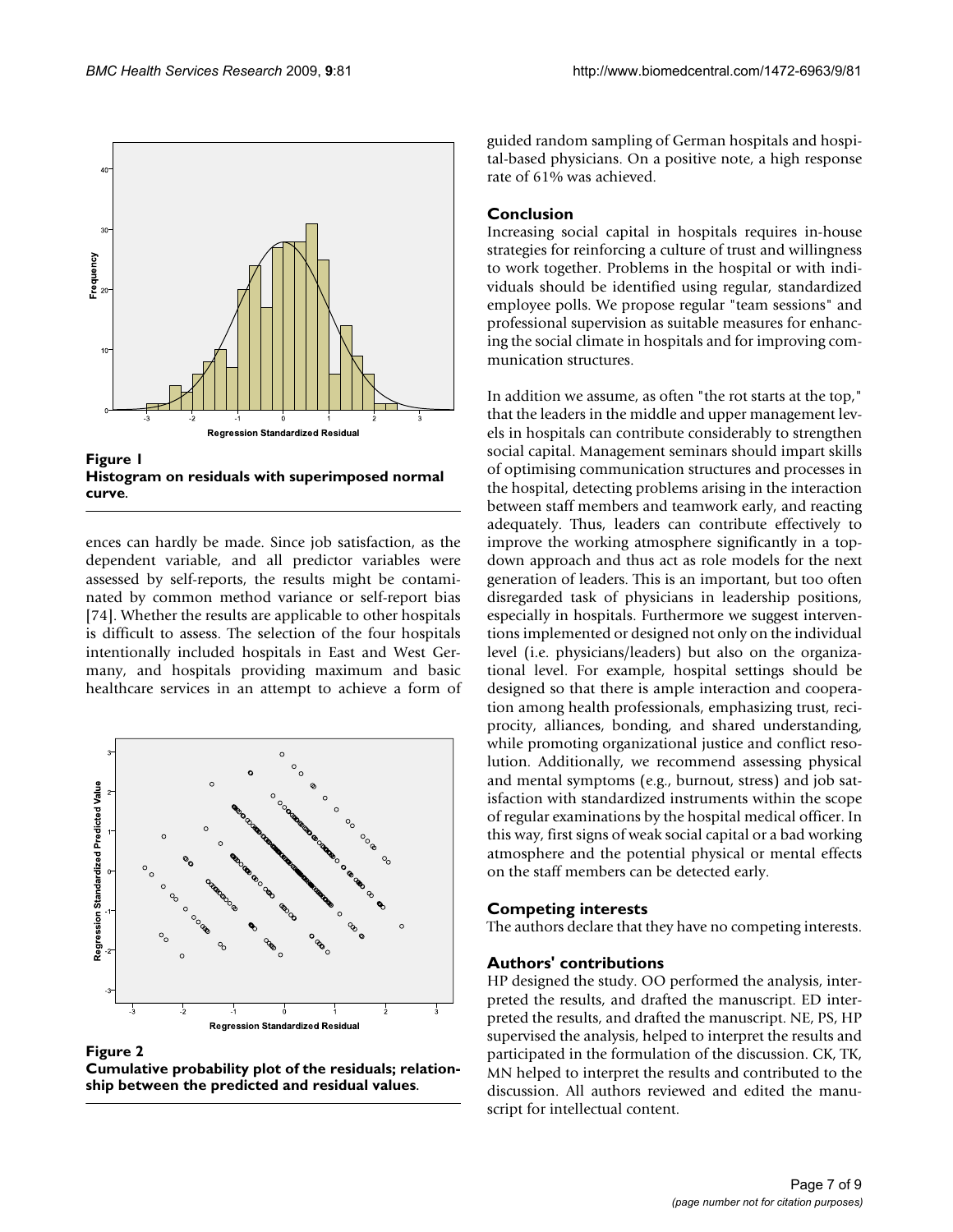**Figure 1**
**Histogram on residuals with superimposed normal curve.**

ences can hardly be made. Since job satisfaction, as the dependent variable, and all predictor variables were assessed by self-reports, the results might be contaminated by common method variance or self-report bias [74]. Whether the results are applicable to other hospitals is difficult to assess. The selection of the four hospitals intentionally included hospitals in East and West Germany, and hospitals providing maximum and basic healthcare services in an attempt to achieve a form of guided random sampling of German hospitals and hospital-based physicians. On a positive note, a high response rate of 61% was achieved.

**Figure 2**
**Cumulative probability plot of the residuals; relationship between the predicted and residual values.**

## Conclusion

Increasing social capital in hospitals requires in-house strategies for reinforcing a culture of trust and willingness to work together. Problems in the hospital or with individuals should be identified using regular, standardized employee polls. We propose regular "team sessions" and professional supervision as suitable measures for enhancing the social climate in hospitals and for improving communication structures.

In addition we assume, as often "the rot starts at the top," that the leaders in the middle and upper management levels in hospitals can contribute considerably to strengthen social capital. Management seminars should impart skills of optimising communication structures and processes in the hospital, detecting problems arising in the interaction between staff members and teamwork early, and reacting adequately. Thus, leaders can contribute effectively to improve the working atmosphere significantly in a top-down approach and thus act as role models for the next generation of leaders. This is an important, but too often disregarded task of physicians in leadership positions, especially in hospitals. Furthermore we suggest interventions implemented or designed not only on the individual level (i.e. physicians/leaders) but also on the organizational level. For example, hospital settings should be designed so that there is ample interaction and cooperation among health professionals, emphasizing trust, reciprocity, alliances, bonding, and shared understanding, while promoting organizational justice and conflict resolution. Additionally, we recommend assessing physical and mental symptoms (e.g., burnout, stress) and job satisfaction with standardized instruments within the scope of regular examinations by the hospital medical officer. In this way, first signs of weak social capital or a bad working atmosphere and the potential physical or mental effects on the staff members can be detected early.

## Competing interests

The authors declare that they have no competing interests.

## Authors' contributions

HP designed the study. OO performed the analysis, interpreted the results, and drafted the manuscript. ED interpreted the results, and drafted the manuscript. NE, PS, HP supervised the analysis, helped to interpret the results and participated in the formulation of the discussion. CK, TK, MN helped to interpret the results and contributed to the discussion. All authors reviewed and edited the manuscript for intellectual content.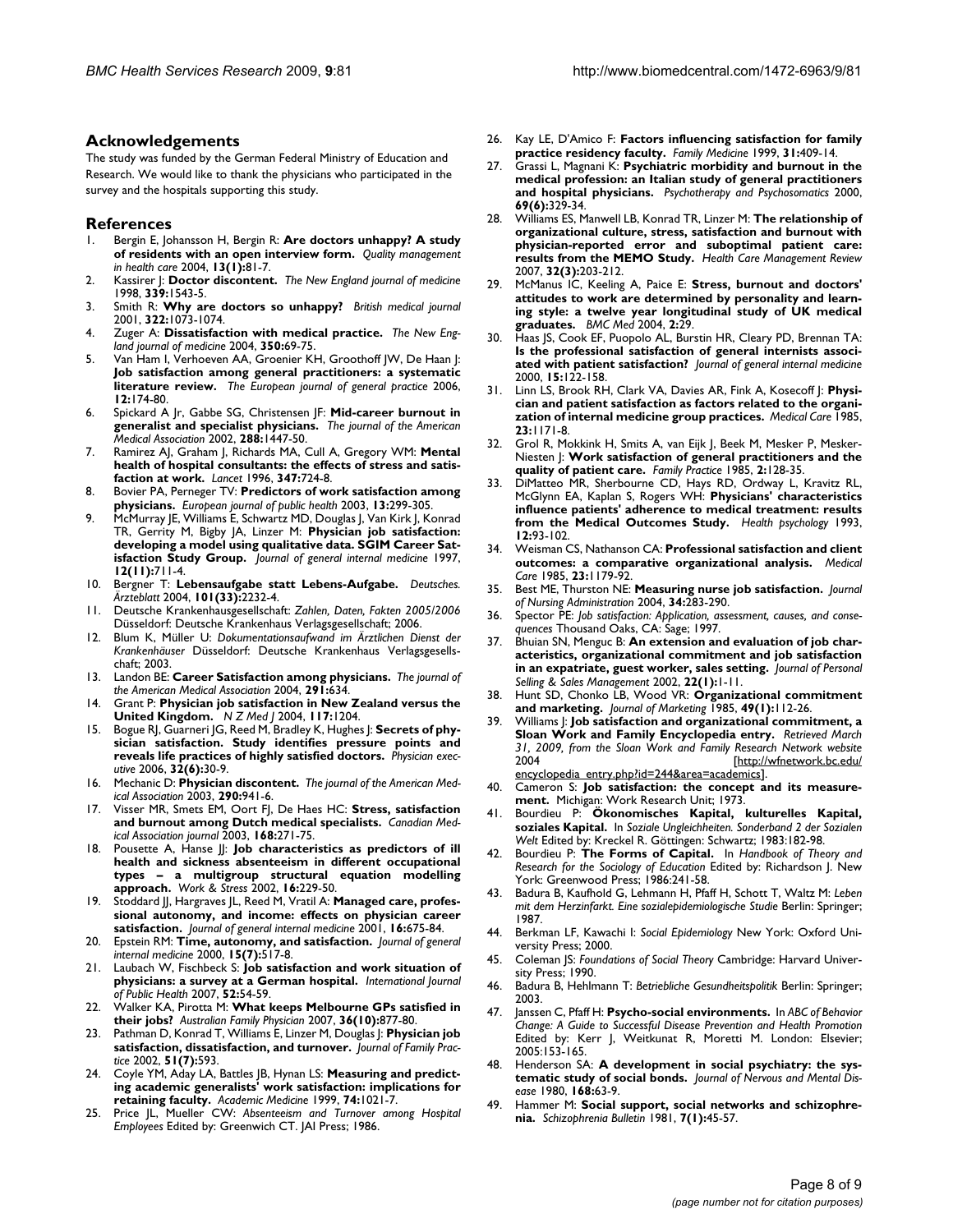## Acknowledgements

The study was funded by the German Federal Ministry of Education and Research. We would like to thank the physicians who participated in the survey and the hospitals supporting this study.

## References

1. Bergin E, Johansson H, Bergin R: **Are doctors unhappy? A study of residents with an open interview form.** *Quality management in health care* 2004, **13(1):**81-7.
2. Kassirer J: **Doctor discontent.** *The New England journal of medicine* 1998, **339:**1543-5.
3. Smith R: **Why are doctors so unhappy?** *British medical journal* 2001, **322:**1073-1074.
4. Zuger A: **Dissatisfaction with medical practice.** *The New England journal of medicine* 2004, **350:**69-75.
5. Van Ham I, Verhoeven AA, Groenier KH, Groothoff JW, De Haan J: **Job satisfaction among general practitioners: a systematic literature review.** *The European journal of general practice* 2006, **12:**174-80.
6. Spickard A Jr, Gabbe SG, Christensen JF: **Mid-career burnout in generalist and specialist physicians.** *The journal of the American Medical Association* 2002, **288:**1447-50.
7. Ramirez AJ, Graham J, Richards MA, Cull A, Gregory WM: **Mental health of hospital consultants: the effects of stress and satisfaction at work.** *Lancet* 1996, **347:**724-8.
8. Bovier PA, Perneger TV: **Predictors of work satisfaction among physicians.** *European journal of public health* 2003, **13:**299-305.
9. McMurray JE, Williams E, Schwartz MD, Douglas J, Van Kirk J, Konrad TR, Gerrity M, Bigby JA, Linzer M: **Physician job satisfaction: developing a model using qualitative data. SGIM Career Satisfaction Study Group.** *Journal of general internal medicine* 1997, **12(11):**711-4.
10. Bergner T: **Lebensaufgabe statt Lebens-Aufgabe.** *Deutsches. Ärzteblatt* 2004, **101(33):**2232-4.
11. Deutsche Krankenhausgesellschaft: *Zahlen, Daten, Fakten 2005/2006* Düsseldorf: Deutsche Krankenhaus Verlagsgesellschaft; 2006.
12. Blum K, Müller U: *Dokumentationsaufwand im Ärztlichen Dienst der Krankenhäuser* Düsseldorf: Deutsche Krankenhaus Verlagsgesellschaft; 2003.
13. Landon BE: **Career Satisfaction among physicians.** *The journal of the American Medical Association* 2004, **291:**634.
14. Grant P: **Physician job satisfaction in New Zealand versus the United Kingdom.** *N Z Med J* 2004, **117:**1204.
15. Bogue RJ, Guarneri JG, Reed M, Bradley K, Hughes J: **Secrets of physician satisfaction. Study identifies pressure points and reveals life practices of highly satisfied doctors.** *Physician executive* 2006, **32(6):**30-9.
16. Mechanic D: **Physician discontent.** *The journal of the American Medical Association* 2003, **290:**941-6.
17. Visser MR, Smets EM, Oort FJ, De Haes HC: **Stress, satisfaction and burnout among Dutch medical specialists.** *Canadian Medical Association journal* 2003, **168:**271-75.
18. Pousette A, Hanse JJ: **Job characteristics as predictors of ill health and sickness absenteeism in different occupational types – a multigroup structural equation modelling approach.** *Work & Stress* 2002, **16:**229-50.
19. Stoddard JJ, Hargraves JL, Reed M, Vratil A: **Managed care, professional autonomy, and income: effects on physician career satisfaction.** *Journal of general internal medicine* 2001, **16:**675-84.
20. Epstein RM: **Time, autonomy, and satisfaction.** *Journal of general internal medicine* 2000, **15(7):**517-8.
21. Laubach W, Fischbeck S: **Job satisfaction and work situation of physicians: a survey at a German hospital.** *International Journal of Public Health* 2007, **52:**54-59.
22. Walker KA, Pirotta M: **What keeps Melbourne GPs satisfied in their jobs?** *Australian Family Physician* 2007, **36(10):**877-80.
23. Pathman D, Konrad T, Williams E, Linzer M, Douglas J: **Physician job satisfaction, dissatisfaction, and turnover.** *Journal of Family Practice* 2002, **51(7):**593.
24. Coyle YM, Aday LA, Battles JB, Hynan LS: **Measuring and predicting academic generalists' work satisfaction: implications for retaining faculty.** *Academic Medicine* 1999, **74:**1021-7.
25. Price JL, Mueller CW: *Absenteeism and Turnover among Hospital Employees* Edited by: Greenwich CT. JAI Press; 1986.
26. Kay LE, D'Amico F: **Factors influencing satisfaction for family practice residency faculty.** *Family Medicine* 1999, **31:**409-14.
27. Grassi L, Magnani K: **Psychiatric morbidity and burnout in the medical profession: an Italian study of general practitioners and hospital physicians.** *Psychotherapy and Psychosomatics* 2000, **69(6):**329-34.
28. Williams ES, Manwell LB, Konrad TR, Linzer M: **The relationship of organizational culture, stress, satisfaction and burnout with physician-reported error and suboptimal patient care: results from the MEMO Study.** *Health Care Management Review* 2007, **32(3):**203-212.
29. McManus IC, Keeling A, Paice E: **Stress, burnout and doctors' attitudes to work are determined by personality and learning style: a twelve year longitudinal study of UK medical graduates.** *BMC Med* 2004, **2:**29.
30. Haas JS, Cook EF, Puopolo AL, Burstin HR, Cleary PD, Brennan TA: **Is the professional satisfaction of general internists associated with patient satisfaction?** *Journal of general internal medicine* 2000, **15:**122-158.
31. Linn LS, Brook RH, Clark VA, Davies AR, Fink A, Kosecoff J: **Physician and patient satisfaction as factors related to the organization of internal medicine group practices.** *Medical Care* 1985, **23:**1171-8.
32. Grol R, Mokkink H, Smits A, van Eijk J, Beek M, Mesker P, Mesker-Niesten J: **Work satisfaction of general practitioners and the quality of patient care.** *Family Practice* 1985, **2:**128-35.
33. DiMatteo MR, Sherbourne CD, Hays RD, Ordway L, Kravitz RL, McGlynn EA, Kaplan S, Rogers WH: **Physicians' characteristics influence patients' adherence to medical treatment: results from the Medical Outcomes Study.** *Health psychology* 1993, **12:**93-102.
34. Weisman CS, Nathanson CA: **Professional satisfaction and client outcomes: a comparative organizational analysis.** *Medical Care* 1985, **23:**1179-92.
35. Best ME, Thurston NE: **Measuring nurse job satisfaction.** *Journal of Nursing Administration* 2004, **34:**283-290.
36. Spector PE: *Job satisfaction: Application, assessment, causes, and consequences* Thousand Oaks, CA: Sage; 1997.
37. Bhuian SN, Menguc B: **An extension and evaluation of job characteristics, organizational commitment and job satisfaction in an expatriate, guest worker, sales setting.** *Journal of Personal Selling & Sales Management* 2002, **22(1):**1-11.
38. Hunt SD, Chonko LB, Wood VR: **Organizational commitment and marketing.** *Journal of Marketing* 1985, **49(1):**112-26.
39. Williams J: **Job satisfaction and organizational commitment, a Sloan Work and Family Encyclopedia entry.** *Retrieved March 31, 2009, from the Sloan Work and Family Research Network website* 2004 [http://wfnetwork.bc.edu/encyclopedia_entry.php?id=244&area=academics].
40. Cameron S: **Job satisfaction: the concept and its measurement.** Michigan: Work Research Unit; 1973.
41. Bourdieu P: **Ökonomisches Kapital, kulturelles Kapital, soziales Kapital.** In *Soziale Ungleichheiten. Sonderband 2 der Sozialen Welt* Edited by: Kreckel R. Göttingen: Schwartz; 1983:182-98.
42. Bourdieu P: **The Forms of Capital.** In *Handbook of Theory and Research for the Sociology of Education* Edited by: Richardson J. New York: Greenwood Press; 1986:241-58.
43. Badura B, Kaufhold G, Lehmann H, Pfaff H, Schott T, Waltz M: *Leben mit dem Herzinfarkt. Eine sozialepidemiologische Studie* Berlin: Springer; 1987.
44. Berkman LF, Kawachi I: *Social Epidemiology* New York: Oxford University Press; 2000.
45. Coleman JS: *Foundations of Social Theory* Cambridge: Harvard University Press; 1990.
46. Badura B, Hehlmann T: *Betriebliche Gesundheitspolitik* Berlin: Springer; 2003.
47. Janssen C, Pfaff H: **Psycho-social environments.** In *ABC of Behavior Change: A Guide to Successful Disease Prevention and Health Promotion* Edited by: Kerr J, Weitkunat R, Moretti M. London: Elsevier; 2005:153-165.
48. Henderson SA: **A development in social psychiatry: the systematic study of social bonds.** *Journal of Nervous and Mental Disease* 1980, **168:**63-9.
49. Hammer M: **Social support, social networks and schizophrenia.** *Schizophrenia Bulletin* 1981, **7(1):**45-57.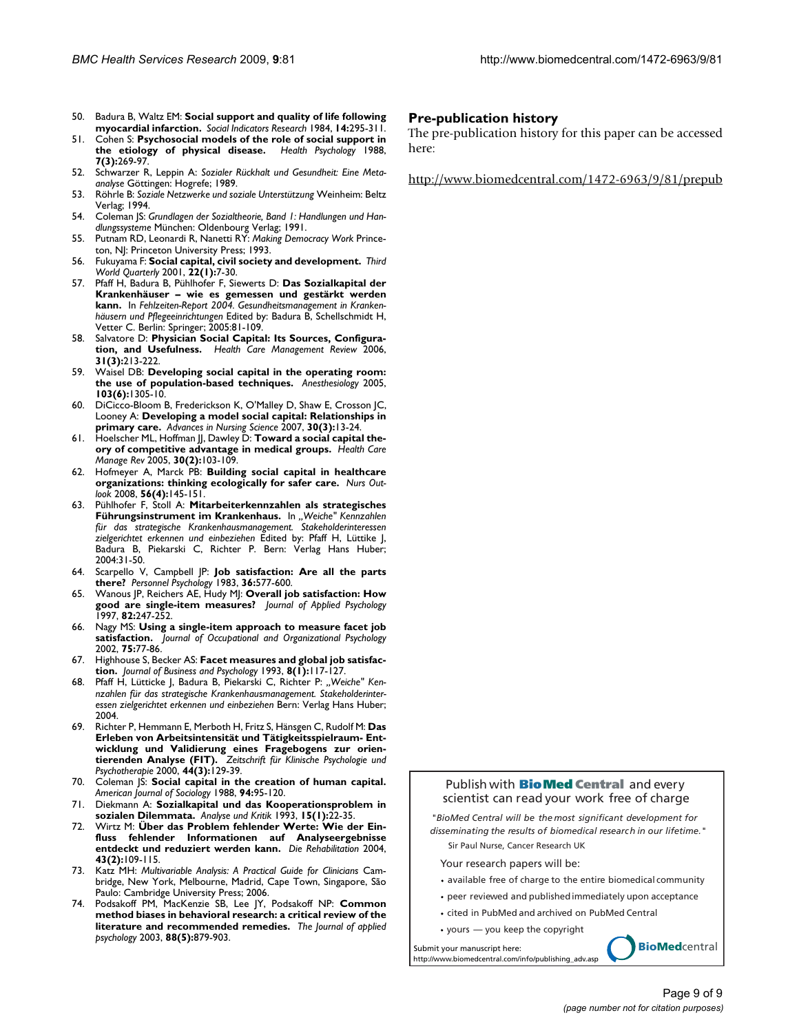50. Badura B, Waltz EM: **Social support and quality of life following myocardial infarction.** *Social Indicators Research* 1984, **14:**295-311.
51. Cohen S: **Psychosocial models of the role of social support in the etiology of physical disease.** *Health Psychology* 1988, **7(3):**269-97.
52. Schwarzer R, Leppin A: *Sozialer Rückhalt und Gesundheit: Eine Meta-analyse* Göttingen: Hogrefe; 1989.
53. Röhrle B: *Soziale Netzwerke und soziale Unterstützung* Weinheim: Beltz Verlag; 1994.
54. Coleman JS: *Grundlagen der Sozialtheorie, Band 1: Handlungen und Handlungssysteme* München: Oldenbourg Verlag; 1991.
55. Putnam RD, Leonardi R, Nanetti RY: *Making Democracy Work* Princeton, NJ: Princeton University Press; 1993.
56. Fukuyama F: **Social capital, civil society and development.** *Third World Quarterly* 2001, **22(1):**7-30.
57. Pfaff H, Badura B, Pühlhofer F, Siewerts D: **Das Sozialkapital der Krankenhäuser – wie es gemessen und gestärkt werden kann.** In *Fehlzeiten-Report 2004. Gesundheitsmanagement in Krankenhäusern und Pflegeeinrichtungen* Edited by: Badura B, Schellschmidt H, Vetter C. Berlin: Springer; 2005:81-109.
58. Salvatore D: **Physician Social Capital: Its Sources, Configuration, and Usefulness.** *Health Care Management Review* 2006, **31(3):**213-222.
59. Waisel DB: **Developing social capital in the operating room: the use of population-based techniques.** *Anesthesiology* 2005, **103(6):**1305-10.
60. DiCicco-Bloom B, Frederickson K, O'Malley D, Shaw E, Crosson JC, Looney A: **Developing a model social capital: Relationships in primary care.** *Advances in Nursing Science* 2007, **30(3):**13-24.
61. Hoelscher ML, Hoffman JJ, Dawley D: **Toward a social capital theory of competitive advantage in medical groups.** *Health Care Manage Rev* 2005, **30(2):**103-109.
62. Hofmeyer A, Marck PB: **Building social capital in healthcare organizations: thinking ecologically for safer care.** *Nurs Outlook* 2008, **56(4):**145-151.
63. Pühlhofer F, Stoll A: **Mitarbeiterkennzahlen als strategisches Führungsinstrument im Krankenhaus.** In *„Weiche" Kennzahlen für das strategische Krankenhausmanagement. Stakeholderinteressen zielgerichtet erkennen und einbeziehen* Edited by: Pfaff H, Lüttike J, Badura B, Piekarski C, Richter P. Bern: Verlag Hans Huber; 2004:31-50.
64. Scarpello V, Campbell JP: **Job satisfaction: Are all the parts there?** *Personnel Psychology* 1983, **36:**577-600.
65. Wanous JP, Reichers AE, Hudy MJ: **Overall job satisfaction: How good are single-item measures?** *Journal of Applied Psychology* 1997, **82:**247-252.
66. Nagy MS: **Using a single-item approach to measure facet job satisfaction.** *Journal of Occupational and Organizational Psychology* 2002, **75:**77-86.
67. Highhouse S, Becker AS: **Facet measures and global job satisfaction.** *Journal of Business and Psychology* 1993, **8(1):**117-127.
68. Pfaff H, Lütticke J, Badura B, Piekarski C, Richter P: *„Weiche" Kennzahlen für das strategische Krankenhausmanagement. Stakeholderinteressen zielgerichtet erkennen und einbeziehen* Bern: Verlag Hans Huber; 2004.
69. Richter P, Hemmann E, Merboth H, Fritz S, Hänsgen C, Rudolf M: **Das Erleben von Arbeitsintensität und Tätigkeitsspielraum- Entwicklung und Validierung eines Fragebogens zur orientierenden Analyse (FIT).** *Zeitschrift für Klinische Psychologie und Psychotherapie* 2000, **44(3):**129-39.
70. Coleman JS: **Social capital in the creation of human capital.** *American Journal of Sociology* 1988, **94:**95-120.
71. Diekmann A: **Sozialkapital und das Kooperationsproblem in sozialen Dilemmata.** *Analyse und Kritik* 1993, **15(1):**22-35.
72. Wirtz M: **Über das Problem fehlender Werte: Wie der Einfluss fehlender Informationen auf Analyseergebnisse entdeckt und reduziert werden kann.** *Die Rehabilitation* 2004, **43(2):**109-115.
73. Katz MH: *Multivariable Analysis: A Practical Guide for Clinicians* Cambridge, New York, Melbourne, Madrid, Cape Town, Singapore, São Paulo: Cambridge University Press; 2006.
74. Podsakoff PM, MacKenzie SB, Lee JY, Podsakoff NP: **Common method biases in behavioral research: a critical review of the literature and recommended remedies.** *The Journal of applied psychology* 2003, **88(5):**879-903.

## Pre-publication history

The pre-publication history for this paper can be accessed here:

http://www.biomedcentral.com/1472-6963/9/81/prepub

Publish with **BioMed Central** and every scientist can read your work free of charge

*"BioMed Central will be the most significant development for disseminating the results of biomedical research in our lifetime."*

Sir Paul Nurse, Cancer Research UK

Your research papers will be:

- available free of charge to the entire biomedical community
- peer reviewed and published immediately upon acceptance
- cited in PubMed and archived on PubMed Central
- yours — you keep the copyright

Submit your manuscript here:
http://www.biomedcentral.com/info/publishing_adv.asp

**BioMed**central